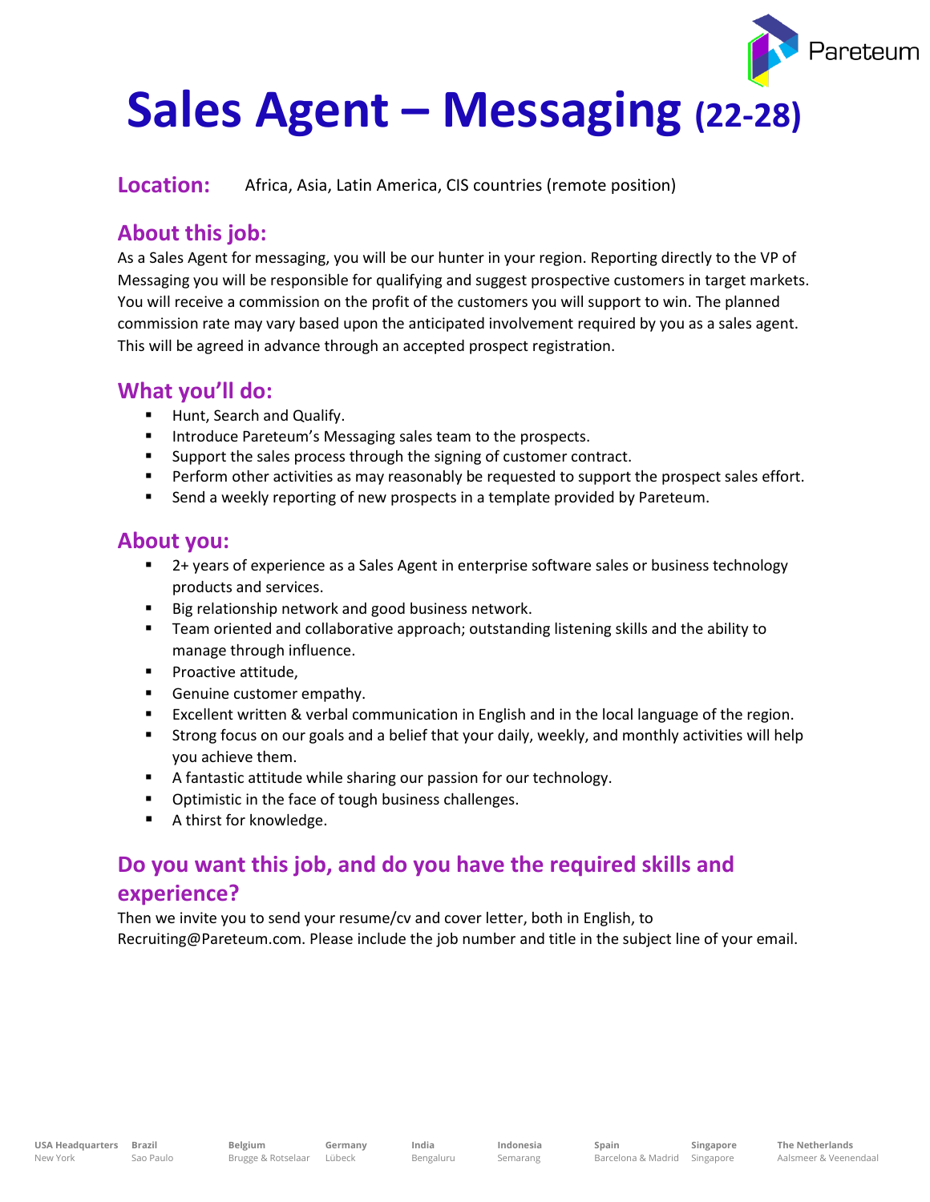# Sales Agent – Messaging (22-28)

**Location:** Africa, Asia, Latin America, CIS countries (remote position)

## About this job:

As a Sales Agent for messaging, you will be our hunter in your region. Reporting directly to the VP of Messaging you will be responsible for qualifying and suggest prospective customers in target markets. You will receive a commission on the profit of the customers you will support to win. The planned commission rate may vary based upon the anticipated involvement required by you as a sales agent. This will be agreed in advance through an accepted prospect registration.

## What you'll do:

- Hunt, Search and Qualify.
- Introduce Pareteum's Messaging sales team to the prospects.
- Support the sales process through the signing of customer contract.
- Perform other activities as may reasonably be requested to support the prospect sales effort.
- Send a weekly reporting of new prospects in a template provided by Pareteum.

## About you:

- 2+ years of experience as a Sales Agent in enterprise software sales or business technology products and services.
- Big relationship network and good business network.
- Team oriented and collaborative approach; outstanding listening skills and the ability to manage through influence.
- Proactive attitude,
- Genuine customer empathy.
- Excellent written & verbal communication in English and in the local language of the region.
- Strong focus on our goals and a belief that your daily, weekly, and monthly activities will help you achieve them.
- A fantastic attitude while sharing our passion for our technology.
- Optimistic in the face of tough business challenges.
- A thirst for knowledge.

## Do you want this job, and do you have the required skills and experience?

Then we invite you to send your resume/cv and cover letter, both in English, to Recruiting@Pareteum.com. Please include the job number and title in the subject line of your email.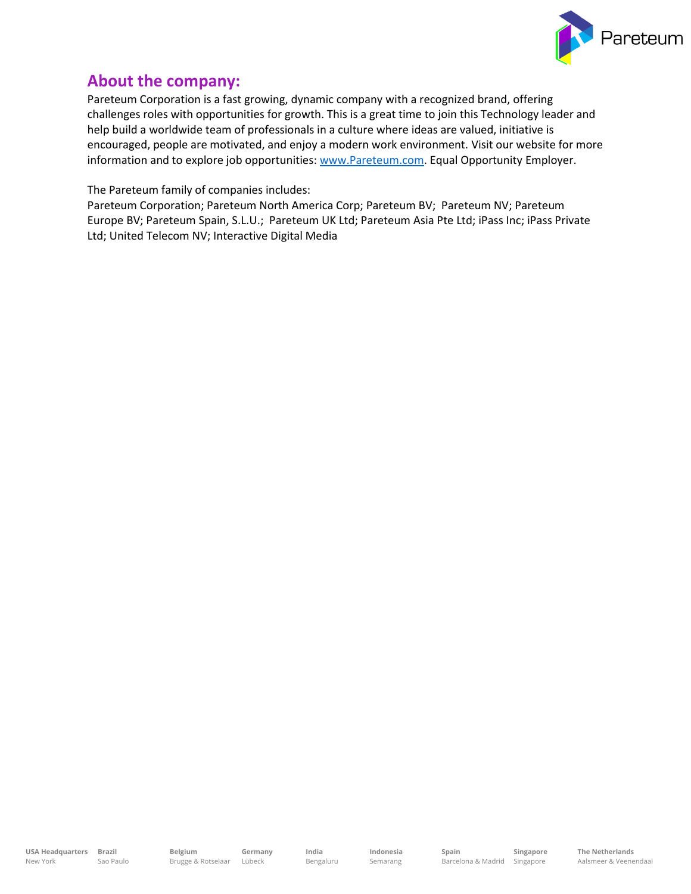## About the company:

Pareteum Corporation is a fast growing, dynamic company with a recognized brand, offering challenges roles with opportunities for growth. This is a great time to join this Technology leader and help build a worldwide team of professionals in a culture where ideas are valued, initiative is encouraged, people are motivated, and enjoy a modern work environment. Visit our website for more information and to explore job opportunities: [www.Pareteum.com](http://www.Pareteum.com). Equal Opportunity Employer.

The Pareteum family of companies includes:
Pareteum Corporation; Pareteum North America Corp; Pareteum BV; Pareteum NV; Pareteum Europe BV; Pareteum Spain, S.L.U.; Pareteum UK Ltd; Pareteum Asia Pte Ltd; iPass Inc; iPass Private Ltd; United Telecom NV; Interactive Digital Media